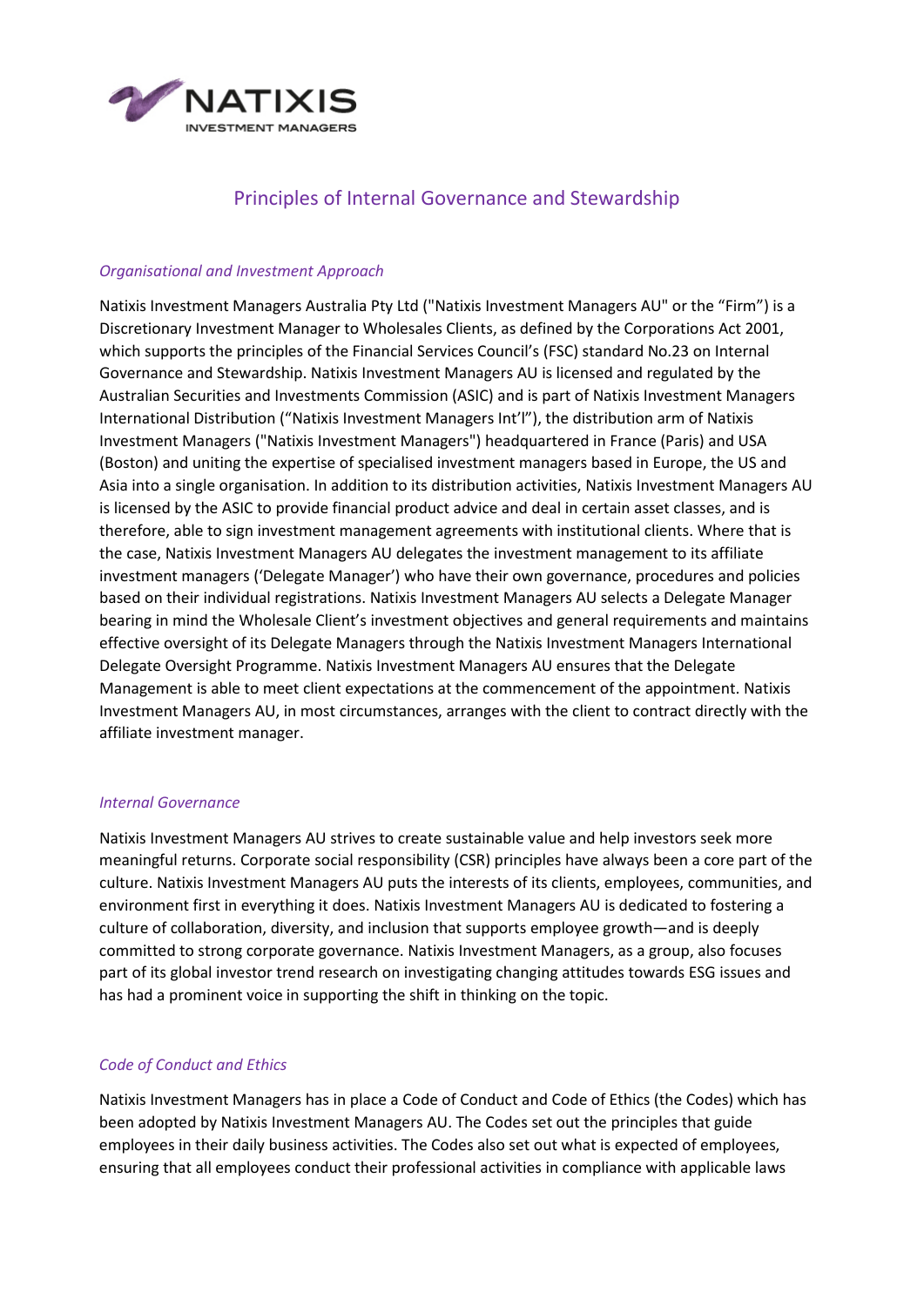# Principles of Internal Governance and Stewardship

## *Organisational and Investment Approach*

Natixis Investment Managers Australia Pty Ltd ("Natixis Investment Managers AU" or the "Firm") is a Discretionary Investment Manager to Wholesales Clients, as defined by the Corporations Act 2001, which supports the principles of the Financial Services Council's (FSC) standard No.23 on Internal Governance and Stewardship. Natixis Investment Managers AU is licensed and regulated by the Australian Securities and Investments Commission (ASIC) and is part of Natixis Investment Managers International Distribution ("Natixis Investment Managers Int'l"), the distribution arm of Natixis Investment Managers ("Natixis Investment Managers") headquartered in France (Paris) and USA (Boston) and uniting the expertise of specialised investment managers based in Europe, the US and Asia into a single organisation. In addition to its distribution activities, Natixis Investment Managers AU is licensed by the ASIC to provide financial product advice and deal in certain asset classes, and is therefore, able to sign investment management agreements with institutional clients. Where that is the case, Natixis Investment Managers AU delegates the investment management to its affiliate investment managers ('Delegate Manager') who have their own governance, procedures and policies based on their individual registrations. Natixis Investment Managers AU selects a Delegate Manager bearing in mind the Wholesale Client's investment objectives and general requirements and maintains effective oversight of its Delegate Managers through the Natixis Investment Managers International Delegate Oversight Programme. Natixis Investment Managers AU ensures that the Delegate Management is able to meet client expectations at the commencement of the appointment. Natixis Investment Managers AU, in most circumstances, arranges with the client to contract directly with the affiliate investment manager.

## *Internal Governance*

Natixis Investment Managers AU strives to create sustainable value and help investors seek more meaningful returns. Corporate social responsibility (CSR) principles have always been a core part of the culture. Natixis Investment Managers AU puts the interests of its clients, employees, communities, and environment first in everything it does. Natixis Investment Managers AU is dedicated to fostering a culture of collaboration, diversity, and inclusion that supports employee growth—and is deeply committed to strong corporate governance. Natixis Investment Managers, as a group, also focuses part of its global investor trend research on investigating changing attitudes towards ESG issues and has had a prominent voice in supporting the shift in thinking on the topic.

## *Code of Conduct and Ethics*

Natixis Investment Managers has in place a Code of Conduct and Code of Ethics (the Codes) which has been adopted by Natixis Investment Managers AU. The Codes set out the principles that guide employees in their daily business activities. The Codes also set out what is expected of employees, ensuring that all employees conduct their professional activities in compliance with applicable laws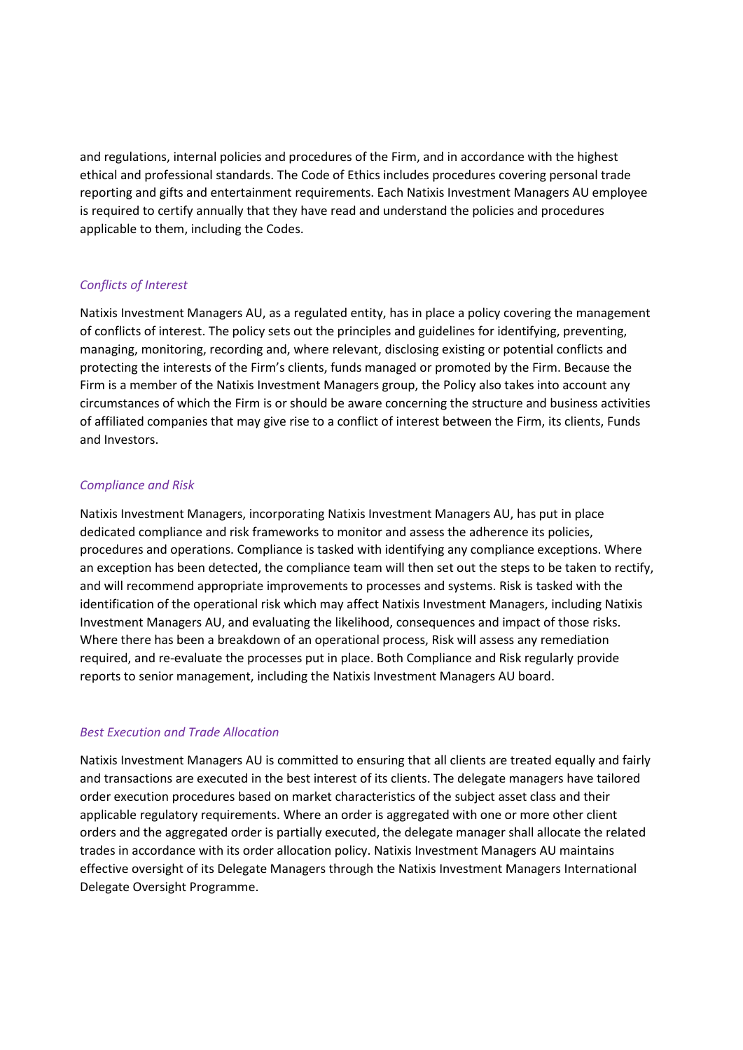and regulations, internal policies and procedures of the Firm, and in accordance with the highest ethical and professional standards. The Code of Ethics includes procedures covering personal trade reporting and gifts and entertainment requirements. Each Natixis Investment Managers AU employee is required to certify annually that they have read and understand the policies and procedures applicable to them, including the Codes.

### *Conflicts of Interest*

Natixis Investment Managers AU, as a regulated entity, has in place a policy covering the management of conflicts of interest. The policy sets out the principles and guidelines for identifying, preventing, managing, monitoring, recording and, where relevant, disclosing existing or potential conflicts and protecting the interests of the Firm's clients, funds managed or promoted by the Firm. Because the Firm is a member of the Natixis Investment Managers group, the Policy also takes into account any circumstances of which the Firm is or should be aware concerning the structure and business activities of affiliated companies that may give rise to a conflict of interest between the Firm, its clients, Funds and Investors.

### *Compliance and Risk*

Natixis Investment Managers, incorporating Natixis Investment Managers AU, has put in place dedicated compliance and risk frameworks to monitor and assess the adherence its policies, procedures and operations. Compliance is tasked with identifying any compliance exceptions. Where an exception has been detected, the compliance team will then set out the steps to be taken to rectify, and will recommend appropriate improvements to processes and systems. Risk is tasked with the identification of the operational risk which may affect Natixis Investment Managers, including Natixis Investment Managers AU, and evaluating the likelihood, consequences and impact of those risks. Where there has been a breakdown of an operational process, Risk will assess any remediation required, and re-evaluate the processes put in place. Both Compliance and Risk regularly provide reports to senior management, including the Natixis Investment Managers AU board.

### *Best Execution and Trade Allocation*

Natixis Investment Managers AU is committed to ensuring that all clients are treated equally and fairly and transactions are executed in the best interest of its clients. The delegate managers have tailored order execution procedures based on market characteristics of the subject asset class and their applicable regulatory requirements. Where an order is aggregated with one or more other client orders and the aggregated order is partially executed, the delegate manager shall allocate the related trades in accordance with its order allocation policy. Natixis Investment Managers AU maintains effective oversight of its Delegate Managers through the Natixis Investment Managers International Delegate Oversight Programme.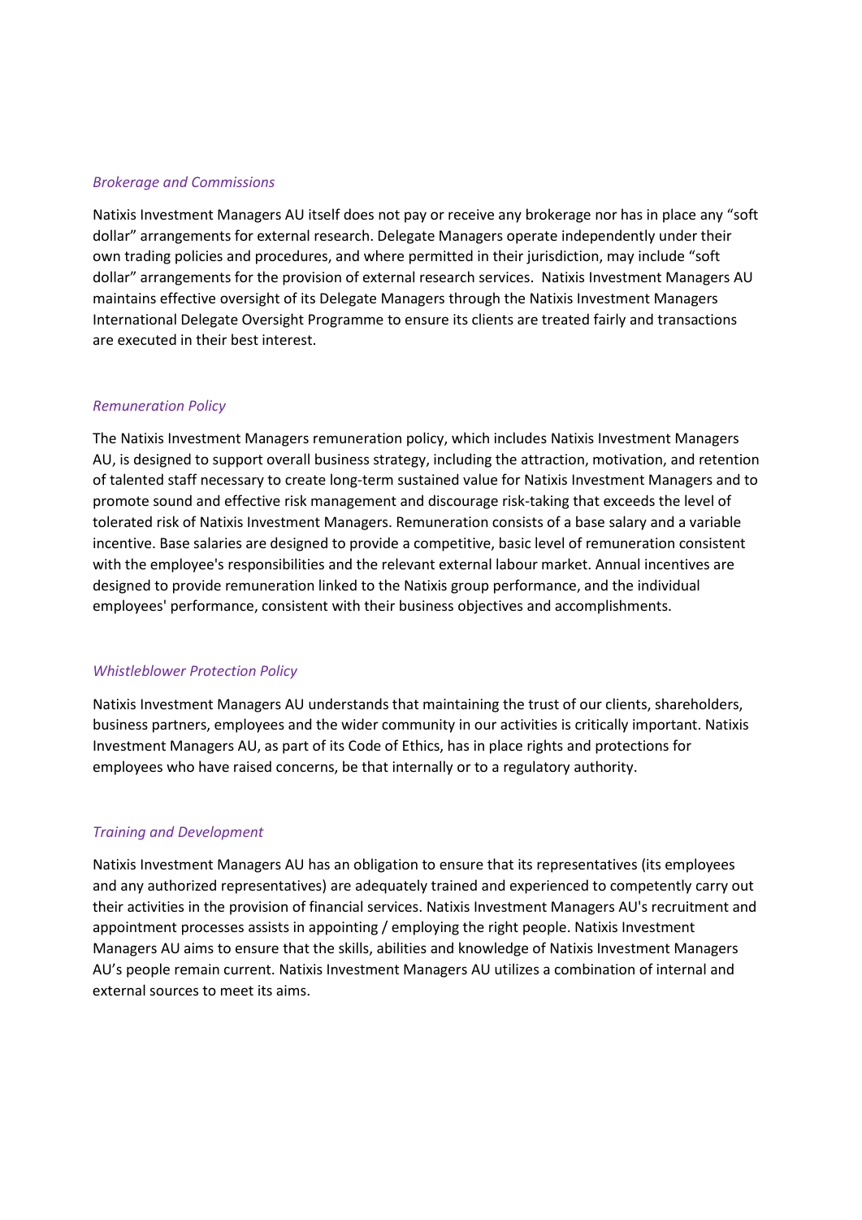*Brokerage and Commissions*

Natixis Investment Managers AU itself does not pay or receive any brokerage nor has in place any "soft dollar" arrangements for external research. Delegate Managers operate independently under their own trading policies and procedures, and where permitted in their jurisdiction, may include "soft dollar" arrangements for the provision of external research services. Natixis Investment Managers AU maintains effective oversight of its Delegate Managers through the Natixis Investment Managers International Delegate Oversight Programme to ensure its clients are treated fairly and transactions are executed in their best interest.

*Remuneration Policy*

The Natixis Investment Managers remuneration policy, which includes Natixis Investment Managers AU, is designed to support overall business strategy, including the attraction, motivation, and retention of talented staff necessary to create long-term sustained value for Natixis Investment Managers and to promote sound and effective risk management and discourage risk-taking that exceeds the level of tolerated risk of Natixis Investment Managers. Remuneration consists of a base salary and a variable incentive. Base salaries are designed to provide a competitive, basic level of remuneration consistent with the employee's responsibilities and the relevant external labour market. Annual incentives are designed to provide remuneration linked to the Natixis group performance, and the individual employees' performance, consistent with their business objectives and accomplishments.

*Whistleblower Protection Policy*

Natixis Investment Managers AU understands that maintaining the trust of our clients, shareholders, business partners, employees and the wider community in our activities is critically important. Natixis Investment Managers AU, as part of its Code of Ethics, has in place rights and protections for employees who have raised concerns, be that internally or to a regulatory authority.

*Training and Development*

Natixis Investment Managers AU has an obligation to ensure that its representatives (its employees and any authorized representatives) are adequately trained and experienced to competently carry out their activities in the provision of financial services. Natixis Investment Managers AU's recruitment and appointment processes assists in appointing / employing the right people. Natixis Investment Managers AU aims to ensure that the skills, abilities and knowledge of Natixis Investment Managers AU's people remain current. Natixis Investment Managers AU utilizes a combination of internal and external sources to meet its aims.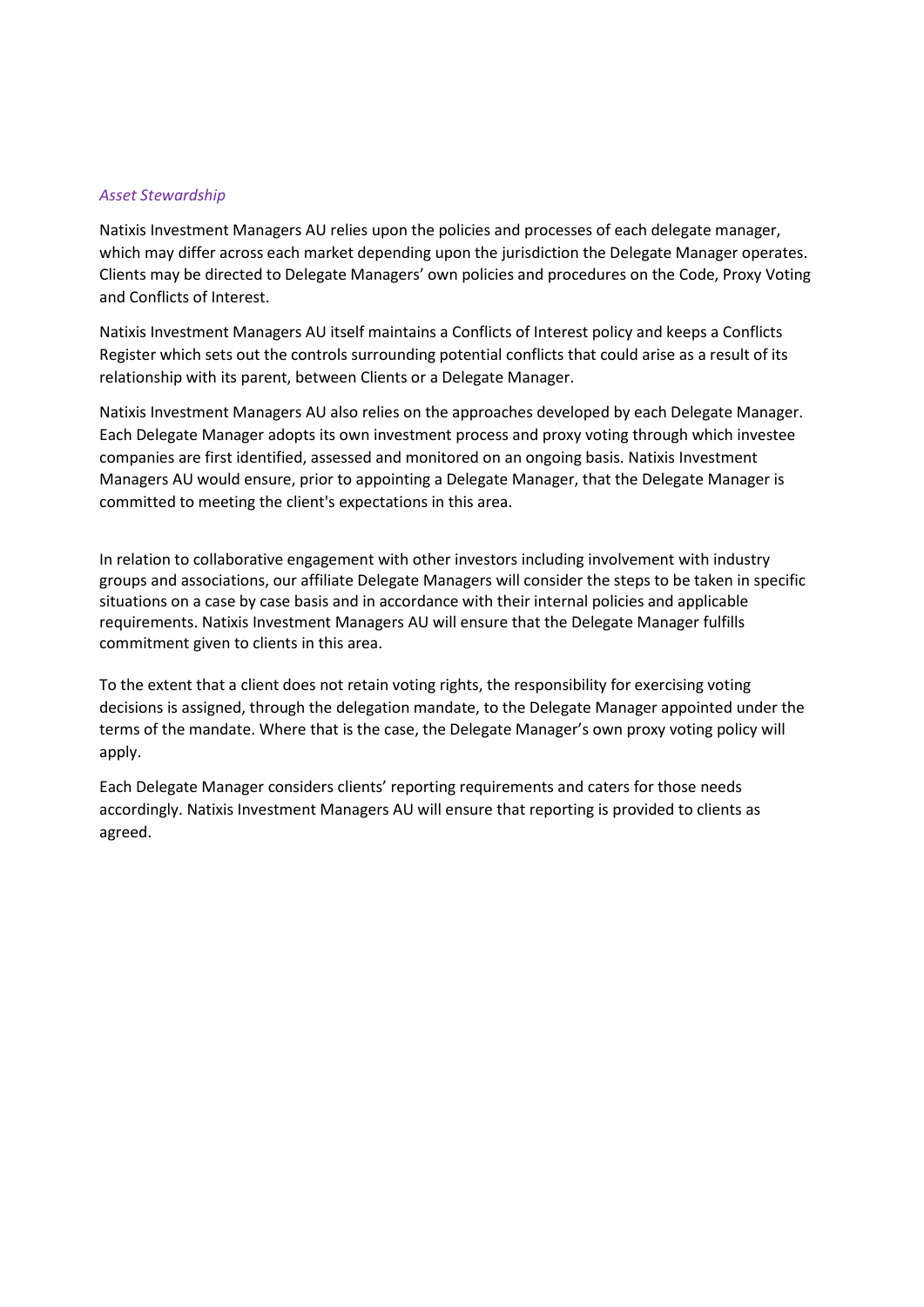*Asset Stewardship*

Natixis Investment Managers AU relies upon the policies and processes of each delegate manager, which may differ across each market depending upon the jurisdiction the Delegate Manager operates. Clients may be directed to Delegate Managers' own policies and procedures on the Code, Proxy Voting and Conflicts of Interest.

Natixis Investment Managers AU itself maintains a Conflicts of Interest policy and keeps a Conflicts Register which sets out the controls surrounding potential conflicts that could arise as a result of its relationship with its parent, between Clients or a Delegate Manager.

Natixis Investment Managers AU also relies on the approaches developed by each Delegate Manager. Each Delegate Manager adopts its own investment process and proxy voting through which investee companies are first identified, assessed and monitored on an ongoing basis. Natixis Investment Managers AU would ensure, prior to appointing a Delegate Manager, that the Delegate Manager is committed to meeting the client's expectations in this area.

In relation to collaborative engagement with other investors including involvement with industry groups and associations, our affiliate Delegate Managers will consider the steps to be taken in specific situations on a case by case basis and in accordance with their internal policies and applicable requirements. Natixis Investment Managers AU will ensure that the Delegate Manager fulfills commitment given to clients in this area.

To the extent that a client does not retain voting rights, the responsibility for exercising voting decisions is assigned, through the delegation mandate, to the Delegate Manager appointed under the terms of the mandate. Where that is the case, the Delegate Manager's own proxy voting policy will apply.

Each Delegate Manager considers clients' reporting requirements and caters for those needs accordingly. Natixis Investment Managers AU will ensure that reporting is provided to clients as agreed.